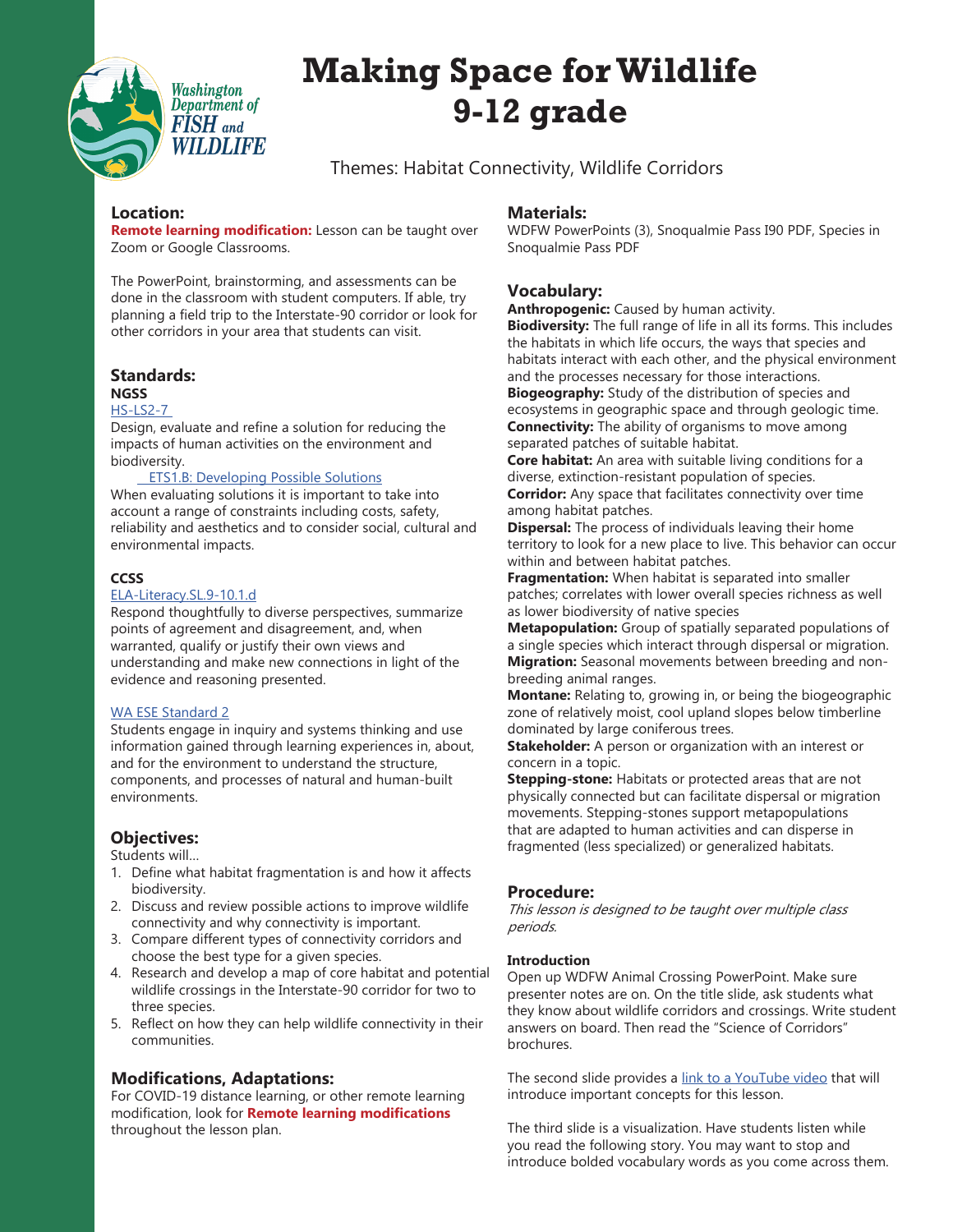# Making Space for Wildlife
# 9-12 grade

Themes: Habitat Connectivity, Wildlife Corridors

## Location:

**Remote learning modification:** Lesson can be taught over Zoom or Google Classrooms.

The PowerPoint, brainstorming, and assessments can be done in the classroom with student computers. If able, try planning a field trip to the Interstate-90 corridor or look for other corridors in your area that students can visit.

## Standards:

**NGSS**

HS-LS2-7

Design, evaluate and refine a solution for reducing the impacts of human activities on the environment and biodiversity.

ETS1.B: Developing Possible Solutions

When evaluating solutions it is important to take into account a range of constraints including costs, safety, reliability and aesthetics and to consider social, cultural and environmental impacts.

**CCSS**

ELA-Literacy.SL.9-10.1.d

Respond thoughtfully to diverse perspectives, summarize points of agreement and disagreement, and, when warranted, qualify or justify their own views and understanding and make new connections in light of the evidence and reasoning presented.

WA ESE Standard 2

Students engage in inquiry and systems thinking and use information gained through learning experiences in, about, and for the environment to understand the structure, components, and processes of natural and human-built environments.

## Objectives:

Students will...

1. Define what habitat fragmentation is and how it affects biodiversity.
2. Discuss and review possible actions to improve wildlife connectivity and why connectivity is important.
3. Compare different types of connectivity corridors and choose the best type for a given species.
4. Research and develop a map of core habitat and potential wildlife crossings in the Interstate-90 corridor for two to three species.
5. Reflect on how they can help wildlife connectivity in their communities.

## Modifications, Adaptations:

For COVID-19 distance learning, or other remote learning modification, look for **Remote learning modifications** throughout the lesson plan.

## Materials:

WDFW PowerPoints (3), Snoqualmie Pass I90 PDF, Species in Snoqualmie Pass PDF

## Vocabulary:

**Anthropogenic:** Caused by human activity.

**Biodiversity:** The full range of life in all its forms. This includes the habitats in which life occurs, the ways that species and habitats interact with each other, and the physical environment and the processes necessary for those interactions.

**Biogeography:** Study of the distribution of species and ecosystems in geographic space and through geologic time.

**Connectivity:** The ability of organisms to move among separated patches of suitable habitat.

**Core habitat:** An area with suitable living conditions for a diverse, extinction-resistant population of species.

**Corridor:** Any space that facilitates connectivity over time among habitat patches.

**Dispersal:** The process of individuals leaving their home territory to look for a new place to live. This behavior can occur within and between habitat patches.

**Fragmentation:** When habitat is separated into smaller patches; correlates with lower overall species richness as well as lower biodiversity of native species

**Metapopulation:** Group of spatially separated populations of a single species which interact through dispersal or migration.

**Migration:** Seasonal movements between breeding and non-breeding animal ranges.

**Montane:** Relating to, growing in, or being the biogeographic zone of relatively moist, cool upland slopes below timberline dominated by large coniferous trees.

**Stakeholder:** A person or organization with an interest or concern in a topic.

**Stepping-stone:** Habitats or protected areas that are not physically connected but can facilitate dispersal or migration movements. Stepping-stones support metapopulations that are adapted to human activities and can disperse in fragmented (less specialized) or generalized habitats.

## Procedure:

*This lesson is designed to be taught over multiple class periods.*

### Introduction

Open up WDFW Animal Crossing PowerPoint. Make sure presenter notes are on. On the title slide, ask students what they know about wildlife corridors and crossings. Write student answers on board. Then read the "Science of Corridors" brochures.

The second slide provides a link to a YouTube video that will introduce important concepts for this lesson.

The third slide is a visualization. Have students listen while you read the following story. You may want to stop and introduce bolded vocabulary words as you come across them.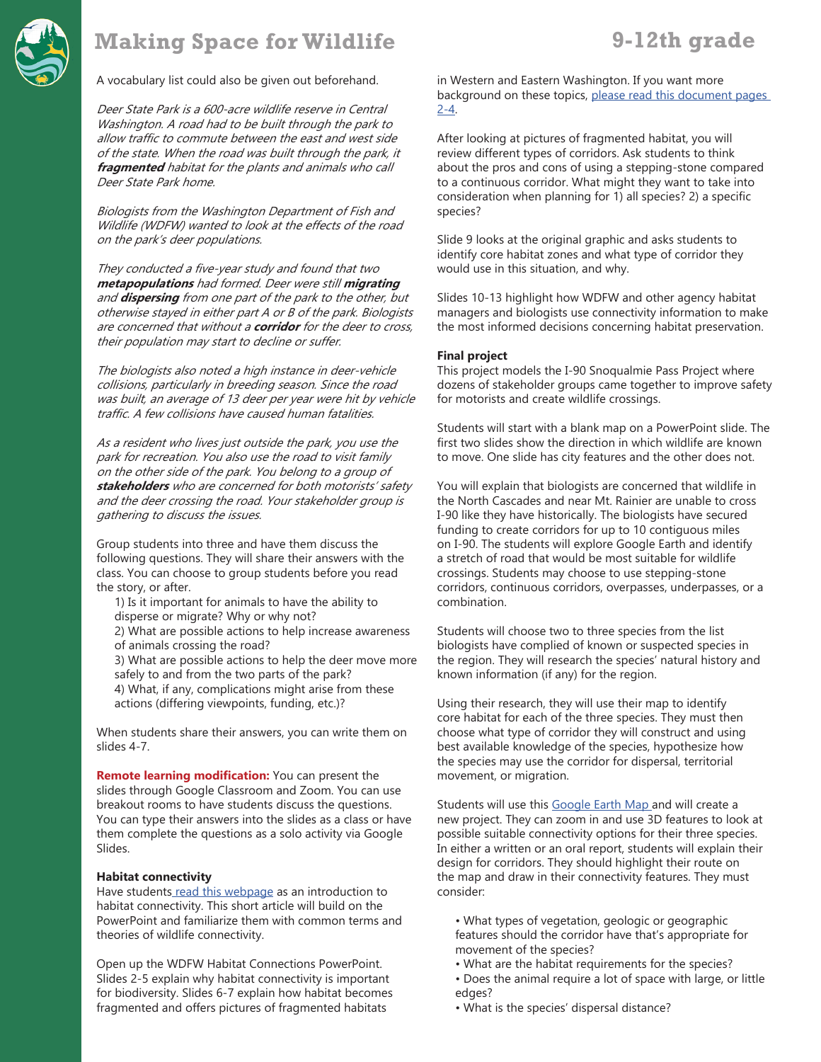A vocabulary list could also be given out beforehand.

*Deer State Park is a 600-acre wildlife reserve in Central Washington. A road had to be built through the park to allow traffic to commute between the east and west side of the state. When the road was built through the park, it **fragmented** habitat for the plants and animals who call Deer State Park home.*

*Biologists from the Washington Department of Fish and Wildlife (WDFW) wanted to look at the effects of the road on the park's deer populations.*

*They conducted a five-year study and found that two **metapopulations** had formed. Deer were still **migrating** and **dispersing** from one part of the park to the other, but otherwise stayed in either part A or B of the park. Biologists are concerned that without a **corridor** for the deer to cross, their population may start to decline or suffer.*

*The biologists also noted a high instance in deer-vehicle collisions, particularly in breeding season. Since the road was built, an average of 13 deer per year were hit by vehicle traffic. A few collisions have caused human fatalities.*

*As a resident who lives just outside the park, you use the park for recreation. You also use the road to visit family on the other side of the park. You belong to a group of **stakeholders** who are concerned for both motorists' safety and the deer crossing the road. Your stakeholder group is gathering to discuss the issues.*

Group students into three and have them discuss the following questions. They will share their answers with the class. You can choose to group students before you read the story, or after.

1) Is it important for animals to have the ability to disperse or migrate? Why or why not?
2) What are possible actions to help increase awareness of animals crossing the road?
3) What are possible actions to help the deer move more safely to and from the two parts of the park?
4) What, if any, complications might arise from these actions (differing viewpoints, funding, etc.)?

When students share their answers, you can write them on slides 4-7.

**Remote learning modification:** You can present the slides through Google Classroom and Zoom. You can use breakout rooms to have students discuss the questions. You can type their answers into the slides as a class or have them complete the questions as a solo activity via Google Slides.

**Habitat connectivity**

Have students read this webpage as an introduction to habitat connectivity. This short article will build on the PowerPoint and familiarize them with common terms and theories of wildlife connectivity.

Open up the WDFW Habitat Connections PowerPoint. Slides 2-5 explain why habitat connectivity is important for biodiversity. Slides 6-7 explain how habitat becomes fragmented and offers pictures of fragmented habitats in Western and Eastern Washington. If you want more background on these topics, please read this document pages 2-4.

After looking at pictures of fragmented habitat, you will review different types of corridors. Ask students to think about the pros and cons of using a stepping-stone compared to a continuous corridor. What might they want to take into consideration when planning for 1) all species? 2) a specific species?

Slide 9 looks at the original graphic and asks students to identify core habitat zones and what type of corridor they would use in this situation, and why.

Slides 10-13 highlight how WDFW and other agency habitat managers and biologists use connectivity information to make the most informed decisions concerning habitat preservation.

**Final project**

This project models the I-90 Snoqualmie Pass Project where dozens of stakeholder groups came together to improve safety for motorists and create wildlife crossings.

Students will start with a blank map on a PowerPoint slide. The first two slides show the direction in which wildlife are known to move. One slide has city features and the other does not.

You will explain that biologists are concerned that wildlife in the North Cascades and near Mt. Rainier are unable to cross I-90 like they have historically. The biologists have secured funding to create corridors for up to 10 contiguous miles on I-90. The students will explore Google Earth and identify a stretch of road that would be most suitable for wildlife crossings. Students may choose to use stepping-stone corridors, continuous corridors, overpasses, underpasses, or a combination.

Students will choose two to three species from the list biologists have complied of known or suspected species in the region. They will research the species' natural history and known information (if any) for the region.

Using their research, they will use their map to identify core habitat for each of the three species. They must then choose what type of corridor they will construct and using best available knowledge of the species, hypothesize how the species may use the corridor for dispersal, territorial movement, or migration.

Students will use this Google Earth Map and will create a new project. They can zoom in and use 3D features to look at possible suitable connectivity options for their three species. In either a written or an oral report, students will explain their design for corridors. They should highlight their route on the map and draw in their connectivity features. They must consider:

- What types of vegetation, geologic or geographic features should the corridor have that's appropriate for movement of the species?
- What are the habitat requirements for the species?
- Does the animal require a lot of space with large, or little edges?
- What is the species' dispersal distance?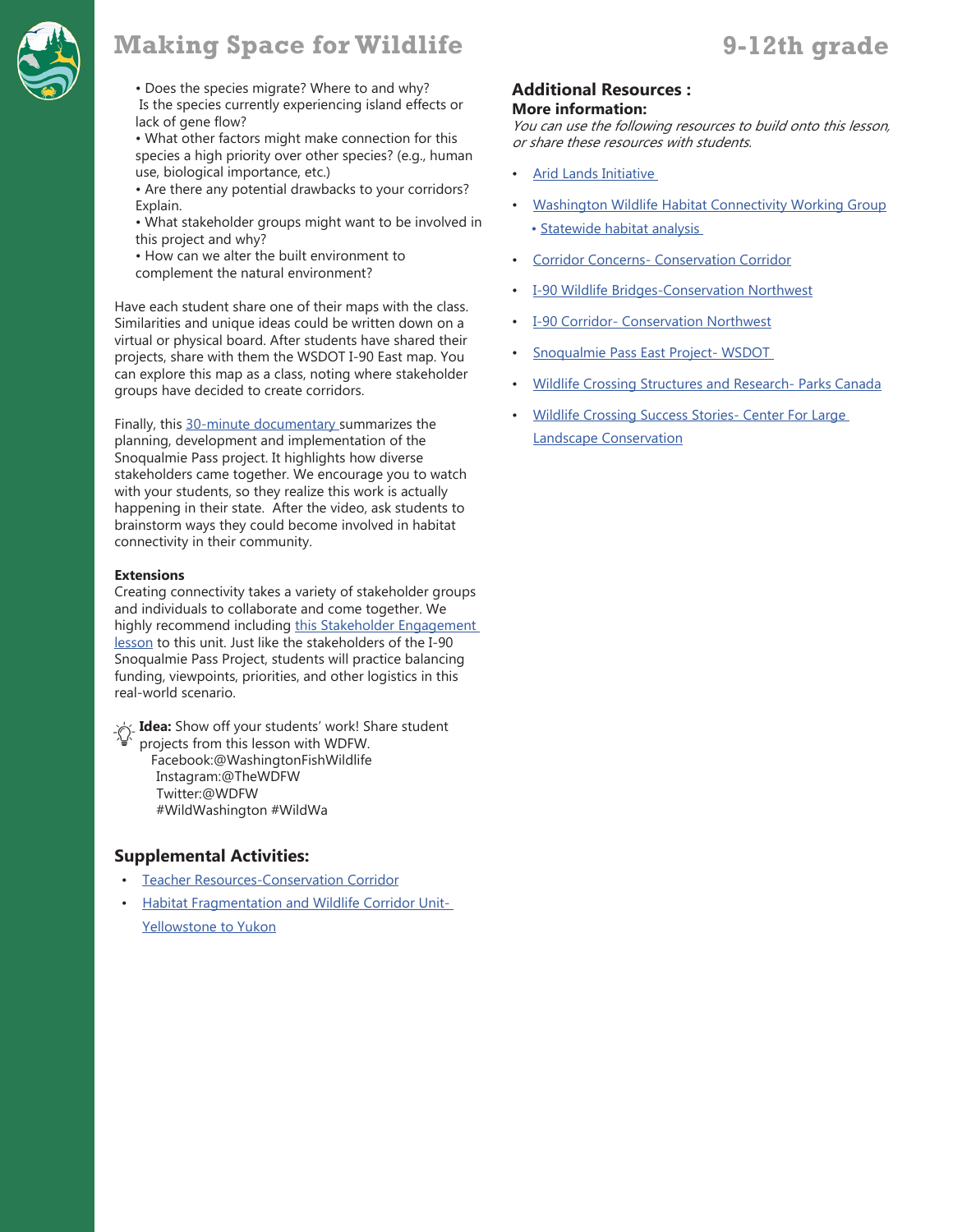- Does the species migrate? Where to and why? Is the species currently experiencing island effects or lack of gene flow?
- What other factors might make connection for this species a high priority over other species? (e.g., human use, biological importance, etc.)
- Are there any potential drawbacks to your corridors? Explain.
- What stakeholder groups might want to be involved in this project and why?
- How can we alter the built environment to complement the natural environment?

Have each student share one of their maps with the class. Similarities and unique ideas could be written down on a virtual or physical board. After students have shared their projects, share with them the WSDOT I-90 East map. You can explore this map as a class, noting where stakeholder groups have decided to create corridors.

Finally, this 30-minute documentary summarizes the planning, development and implementation of the Snoqualmie Pass project. It highlights how diverse stakeholders came together. We encourage you to watch with your students, so they realize this work is actually happening in their state. After the video, ask students to brainstorm ways they could become involved in habitat connectivity in their community.

**Extensions**

Creating connectivity takes a variety of stakeholder groups and individuals to collaborate and come together. We highly recommend including this Stakeholder Engagement lesson to this unit. Just like the stakeholders of the I-90 Snoqualmie Pass Project, students will practice balancing funding, viewpoints, priorities, and other logistics in this real-world scenario.

**Idea:** Show off your students' work! Share student projects from this lesson with WDFW.
Facebook:@WashingtonFishWildlife
Instagram:@TheWDFW
Twitter:@WDFW
#WildWashington #WildWa

## Supplemental Activities:

- Teacher Resources-Conservation Corridor
- Habitat Fragmentation and Wildlife Corridor Unit- Yellowstone to Yukon

## Additional Resources :

### More information:

*You can use the following resources to build onto this lesson, or share these resources with students.*

- Arid Lands Initiative
- Washington Wildlife Habitat Connectivity Working Group
  - Statewide habitat analysis
- Corridor Concerns- Conservation Corridor
- I-90 Wildlife Bridges-Conservation Northwest
- I-90 Corridor- Conservation Northwest
- Snoqualmie Pass East Project- WSDOT
- Wildlife Crossing Structures and Research- Parks Canada
- Wildlife Crossing Success Stories- Center For Large Landscape Conservation